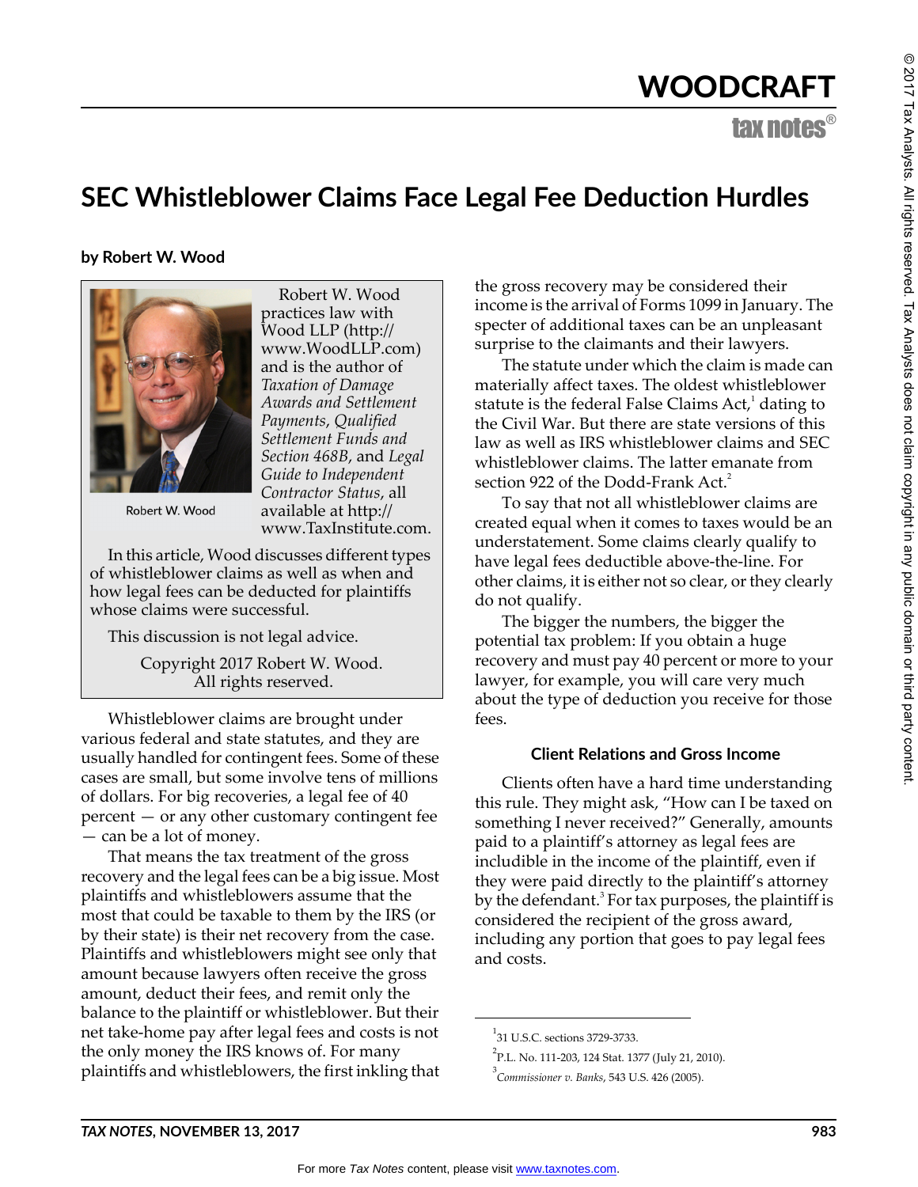# SEC Whistleblower Claims Face Legal Fee Deduction Hurdles

**by Robert W. Wood**

Robert W. Wood

Robert W. Wood practices law with Wood LLP (http://www.WoodLLP.com) and is the author of *Taxation of Damage Awards and Settlement Payments*, *Qualified Settlement Funds and Section 468B*, and *Legal Guide to Independent Contractor Status*, all available at http://www.TaxInstitute.com.

In this article, Wood discusses different types of whistleblower claims as well as when and how legal fees can be deducted for plaintiffs whose claims were successful.

This discussion is not legal advice.

Copyright 2017 Robert W. Wood. All rights reserved.

Whistleblower claims are brought under various federal and state statutes, and they are usually handled for contingent fees. Some of these cases are small, but some involve tens of millions of dollars. For big recoveries, a legal fee of 40 percent — or any other customary contingent fee — can be a lot of money.

That means the tax treatment of the gross recovery and the legal fees can be a big issue. Most plaintiffs and whistleblowers assume that the most that could be taxable to them by the IRS (or by their state) is their net recovery from the case. Plaintiffs and whistleblowers might see only that amount because lawyers often receive the gross amount, deduct their fees, and remit only the balance to the plaintiff or whistleblower. But their net take-home pay after legal fees and costs is not the only money the IRS knows of. For many plaintiffs and whistleblowers, the first inkling that the gross recovery may be considered their income is the arrival of Forms 1099 in January. The specter of additional taxes can be an unpleasant surprise to the claimants and their lawyers.

The statute under which the claim is made can materially affect taxes. The oldest whistleblower statute is the federal False Claims Act,[1] dating to the Civil War. But there are state versions of this law as well as IRS whistleblower claims and SEC whistleblower claims. The latter emanate from section 922 of the Dodd-Frank Act.[2]

To say that not all whistleblower claims are created equal when it comes to taxes would be an understatement. Some claims clearly qualify to have legal fees deductible above-the-line. For other claims, it is either not so clear, or they clearly do not qualify.

The bigger the numbers, the bigger the potential tax problem: If you obtain a huge recovery and must pay 40 percent or more to your lawyer, for example, you will care very much about the type of deduction you receive for those fees.

### Client Relations and Gross Income

Clients often have a hard time understanding this rule. They might ask, "How can I be taxed on something I never received?" Generally, amounts paid to a plaintiff's attorney as legal fees are includible in the income of the plaintiff, even if they were paid directly to the plaintiff's attorney by the defendant.[3] For tax purposes, the plaintiff is considered the recipient of the gross award, including any portion that goes to pay legal fees and costs.

---

[1] 31 U.S.C. sections 3729-3733.

[2] P.L. No. 111-203, 124 Stat. 1377 (July 21, 2010).

[3] *Commissioner v. Banks*, 543 U.S. 426 (2005).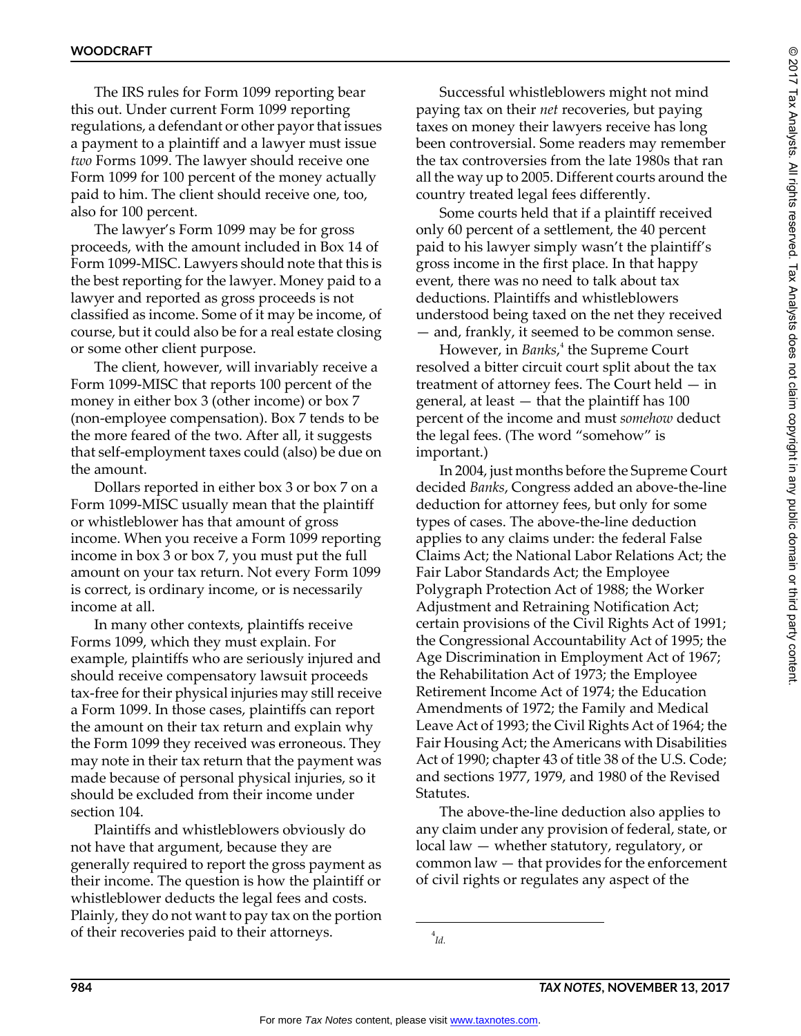The IRS rules for Form 1099 reporting bear this out. Under current Form 1099 reporting regulations, a defendant or other payor that issues a payment to a plaintiff and a lawyer must issue *two* Forms 1099. The lawyer should receive one Form 1099 for 100 percent of the money actually paid to him. The client should receive one, too, also for 100 percent.

The lawyer's Form 1099 may be for gross proceeds, with the amount included in Box 14 of Form 1099-MISC. Lawyers should note that this is the best reporting for the lawyer. Money paid to a lawyer and reported as gross proceeds is not classified as income. Some of it may be income, of course, but it could also be for a real estate closing or some other client purpose.

The client, however, will invariably receive a Form 1099-MISC that reports 100 percent of the money in either box 3 (other income) or box 7 (non-employee compensation). Box 7 tends to be the more feared of the two. After all, it suggests that self-employment taxes could (also) be due on the amount.

Dollars reported in either box 3 or box 7 on a Form 1099-MISC usually mean that the plaintiff or whistleblower has that amount of gross income. When you receive a Form 1099 reporting income in box 3 or box 7, you must put the full amount on your tax return. Not every Form 1099 is correct, is ordinary income, or is necessarily income at all.

In many other contexts, plaintiffs receive Forms 1099, which they must explain. For example, plaintiffs who are seriously injured and should receive compensatory lawsuit proceeds tax-free for their physical injuries may still receive a Form 1099. In those cases, plaintiffs can report the amount on their tax return and explain why the Form 1099 they received was erroneous. They may note in their tax return that the payment was made because of personal physical injuries, so it should be excluded from their income under section 104.

Plaintiffs and whistleblowers obviously do not have that argument, because they are generally required to report the gross payment as their income. The question is how the plaintiff or whistleblower deducts the legal fees and costs. Plainly, they do not want to pay tax on the portion of their recoveries paid to their attorneys.

Successful whistleblowers might not mind paying tax on their *net* recoveries, but paying taxes on money their lawyers receive has long been controversial. Some readers may remember the tax controversies from the late 1980s that ran all the way up to 2005. Different courts around the country treated legal fees differently.

Some courts held that if a plaintiff received only 60 percent of a settlement, the 40 percent paid to his lawyer simply wasn't the plaintiff's gross income in the first place. In that happy event, there was no need to talk about tax deductions. Plaintiffs and whistleblowers understood being taxed on the net they received — and, frankly, it seemed to be common sense.

However, in *Banks*,[4] the Supreme Court resolved a bitter circuit court split about the tax treatment of attorney fees. The Court held — in general, at least — that the plaintiff has 100 percent of the income and must *somehow* deduct the legal fees. (The word "somehow" is important.)

In 2004, just months before the Supreme Court decided *Banks*, Congress added an above-the-line deduction for attorney fees, but only for some types of cases. The above-the-line deduction applies to any claims under: the federal False Claims Act; the National Labor Relations Act; the Fair Labor Standards Act; the Employee Polygraph Protection Act of 1988; the Worker Adjustment and Retraining Notification Act; certain provisions of the Civil Rights Act of 1991; the Congressional Accountability Act of 1995; the Age Discrimination in Employment Act of 1967; the Rehabilitation Act of 1973; the Employee Retirement Income Act of 1974; the Education Amendments of 1972; the Family and Medical Leave Act of 1993; the Civil Rights Act of 1964; the Fair Housing Act; the Americans with Disabilities Act of 1990; chapter 43 of title 38 of the U.S. Code; and sections 1977, 1979, and 1980 of the Revised Statutes.

The above-the-line deduction also applies to any claim under any provision of federal, state, or local law — whether statutory, regulatory, or common law — that provides for the enforcement of civil rights or regulates any aspect of the

[4] *Id.*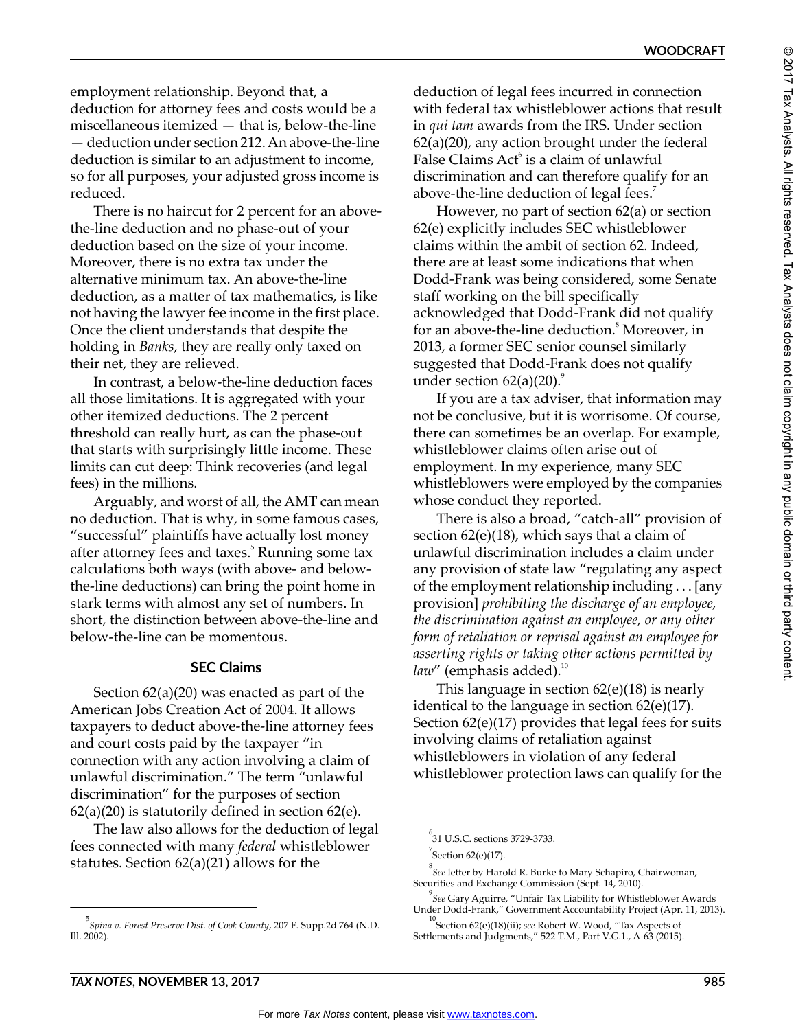employment relationship. Beyond that, a deduction for attorney fees and costs would be a miscellaneous itemized — that is, below-the-line — deduction under section 212. An above-the-line deduction is similar to an adjustment to income, so for all purposes, your adjusted gross income is reduced.

There is no haircut for 2 percent for an above-the-line deduction and no phase-out of your deduction based on the size of your income. Moreover, there is no extra tax under the alternative minimum tax. An above-the-line deduction, as a matter of tax mathematics, is like not having the lawyer fee income in the first place. Once the client understands that despite the holding in *Banks*, they are really only taxed on their net, they are relieved.

In contrast, a below-the-line deduction faces all those limitations. It is aggregated with your other itemized deductions. The 2 percent threshold can really hurt, as can the phase-out that starts with surprisingly little income. These limits can cut deep: Think recoveries (and legal fees) in the millions.

Arguably, and worst of all, the AMT can mean no deduction. That is why, in some famous cases, "successful" plaintiffs have actually lost money after attorney fees and taxes.[5] Running some tax calculations both ways (with above- and below-the-line deductions) can bring the point home in stark terms with almost any set of numbers. In short, the distinction between above-the-line and below-the-line can be momentous.

### SEC Claims

Section 62(a)(20) was enacted as part of the American Jobs Creation Act of 2004. It allows taxpayers to deduct above-the-line attorney fees and court costs paid by the taxpayer "in connection with any action involving a claim of unlawful discrimination." The term "unlawful discrimination" for the purposes of section 62(a)(20) is statutorily defined in section 62(e).

The law also allows for the deduction of legal fees connected with many *federal* whistleblower statutes. Section 62(a)(21) allows for the deduction of legal fees incurred in connection with federal tax whistleblower actions that result in *qui tam* awards from the IRS. Under section 62(a)(20), any action brought under the federal False Claims Act[6] is a claim of unlawful discrimination and can therefore qualify for an above-the-line deduction of legal fees.[7]

However, no part of section 62(a) or section 62(e) explicitly includes SEC whistleblower claims within the ambit of section 62. Indeed, there are at least some indications that when Dodd-Frank was being considered, some Senate staff working on the bill specifically acknowledged that Dodd-Frank did not qualify for an above-the-line deduction.[8] Moreover, in 2013, a former SEC senior counsel similarly suggested that Dodd-Frank does not qualify under section 62(a)(20).[9]

If you are a tax adviser, that information may not be conclusive, but it is worrisome. Of course, there can sometimes be an overlap. For example, whistleblower claims often arise out of employment. In my experience, many SEC whistleblowers were employed by the companies whose conduct they reported.

There is also a broad, "catch-all" provision of section 62(e)(18), which says that a claim of unlawful discrimination includes a claim under any provision of state law "regulating any aspect of the employment relationship including . . . [any provision] *prohibiting the discharge of an employee, the discrimination against an employee, or any other form of retaliation or reprisal against an employee for asserting rights or taking other actions permitted by law*" (emphasis added).[10]

This language in section 62(e)(18) is nearly identical to the language in section 62(e)(17). Section 62(e)(17) provides that legal fees for suits involving claims of retaliation against whistleblowers in violation of any federal whistleblower protection laws can qualify for the

---

[5] *Spina v. Forest Preserve Dist. of Cook County*, 207 F. Supp.2d 764 (N.D. Ill. 2002).

[6] 31 U.S.C. sections 3729-3733.

[7] Section 62(e)(17).

[8] *See* letter by Harold R. Burke to Mary Schapiro, Chairwoman, Securities and Exchange Commission (Sept. 14, 2010).

[9] *See* Gary Aguirre, "Unfair Tax Liability for Whistleblower Awards Under Dodd-Frank," Government Accountability Project (Apr. 11, 2013).

[10] Section 62(e)(18)(ii); *see* Robert W. Wood, "Tax Aspects of Settlements and Judgments," 522 T.M., Part V.G.1., A-63 (2015).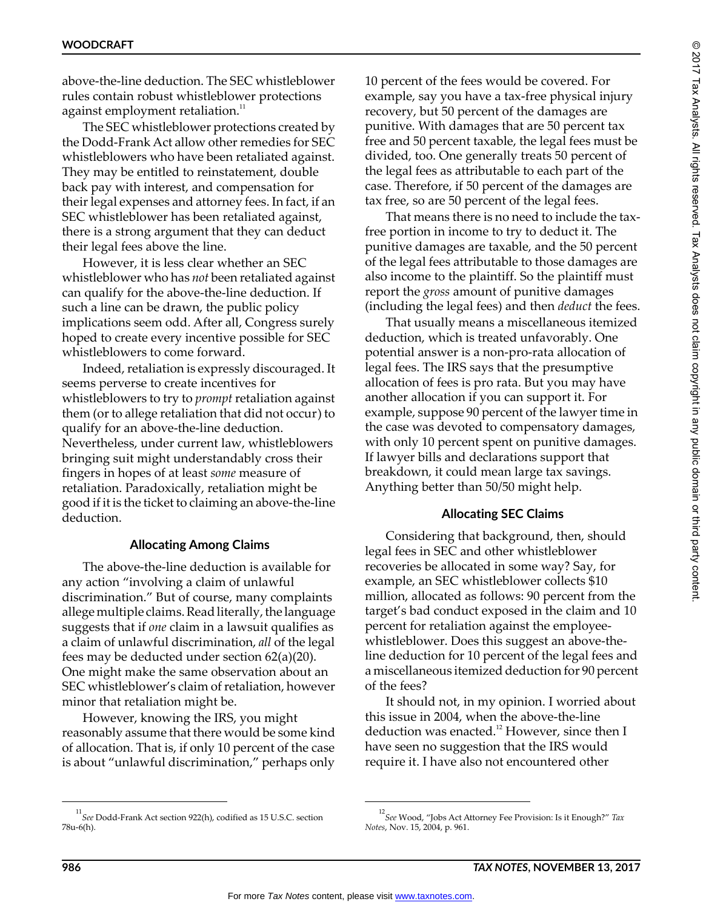above-the-line deduction. The SEC whistleblower rules contain robust whistleblower protections against employment retaliation.[11]

The SEC whistleblower protections created by the Dodd-Frank Act allow other remedies for SEC whistleblowers who have been retaliated against. They may be entitled to reinstatement, double back pay with interest, and compensation for their legal expenses and attorney fees. In fact, if an SEC whistleblower has been retaliated against, there is a strong argument that they can deduct their legal fees above the line.

However, it is less clear whether an SEC whistleblower who has *not* been retaliated against can qualify for the above-the-line deduction. If such a line can be drawn, the public policy implications seem odd. After all, Congress surely hoped to create every incentive possible for SEC whistleblowers to come forward.

Indeed, retaliation is expressly discouraged. It seems perverse to create incentives for whistleblowers to try to *prompt* retaliation against them (or to allege retaliation that did not occur) to qualify for an above-the-line deduction. Nevertheless, under current law, whistleblowers bringing suit might understandably cross their fingers in hopes of at least *some* measure of retaliation. Paradoxically, retaliation might be good if it is the ticket to claiming an above-the-line deduction.

### Allocating Among Claims

The above-the-line deduction is available for any action "involving a claim of unlawful discrimination." But of course, many complaints allege multiple claims. Read literally, the language suggests that if *one* claim in a lawsuit qualifies as a claim of unlawful discrimination, *all* of the legal fees may be deducted under section 62(a)(20). One might make the same observation about an SEC whistleblower's claim of retaliation, however minor that retaliation might be.

However, knowing the IRS, you might reasonably assume that there would be some kind of allocation. That is, if only 10 percent of the case is about "unlawful discrimination," perhaps only 10 percent of the fees would be covered. For example, say you have a tax-free physical injury recovery, but 50 percent of the damages are punitive. With damages that are 50 percent tax free and 50 percent taxable, the legal fees must be divided, too. One generally treats 50 percent of the legal fees as attributable to each part of the case. Therefore, if 50 percent of the damages are tax free, so are 50 percent of the legal fees.

That means there is no need to include the tax-free portion in income to try to deduct it. The punitive damages are taxable, and the 50 percent of the legal fees attributable to those damages are also income to the plaintiff. So the plaintiff must report the *gross* amount of punitive damages (including the legal fees) and then *deduct* the fees.

That usually means a miscellaneous itemized deduction, which is treated unfavorably. One potential answer is a non-pro-rata allocation of legal fees. The IRS says that the presumptive allocation of fees is pro rata. But you may have another allocation if you can support it. For example, suppose 90 percent of the lawyer time in the case was devoted to compensatory damages, with only 10 percent spent on punitive damages. If lawyer bills and declarations support that breakdown, it could mean large tax savings. Anything better than 50/50 might help.

### Allocating SEC Claims

Considering that background, then, should legal fees in SEC and other whistleblower recoveries be allocated in some way? Say, for example, an SEC whistleblower collects $10 million, allocated as follows: 90 percent from the target's bad conduct exposed in the claim and 10 percent for retaliation against the employee-whistleblower. Does this suggest an above-the-line deduction for 10 percent of the legal fees and a miscellaneous itemized deduction for 90 percent of the fees?

It should not, in my opinion. I worried about this issue in 2004, when the above-the-line deduction was enacted.[12] However, since then I have seen no suggestion that the IRS would require it. I have also not encountered other

---

[11] *See* Dodd-Frank Act section 922(h), codified as 15 U.S.C. section 78u-6(h).

[12] *See* Wood, "Jobs Act Attorney Fee Provision: Is it Enough?" *Tax Notes*, Nov. 15, 2004, p. 961.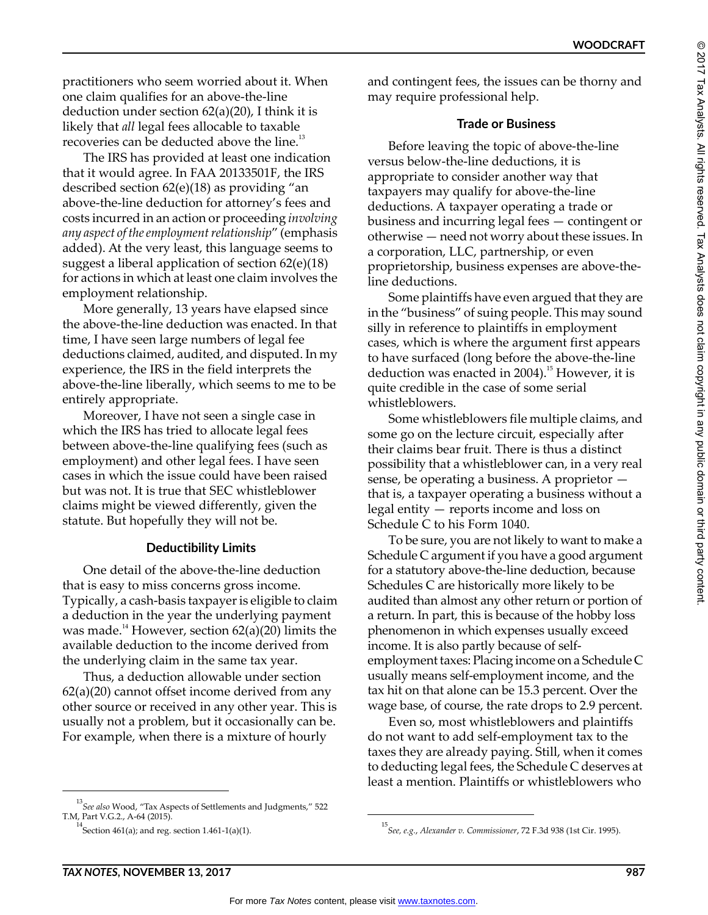practitioners who seem worried about it. When one claim qualifies for an above-the-line deduction under section 62(a)(20), I think it is likely that *all* legal fees allocable to taxable recoveries can be deducted above the line.[13]

The IRS has provided at least one indication that it would agree. In FAA 20133501F, the IRS described section 62(e)(18) as providing "an above-the-line deduction for attorney's fees and costs incurred in an action or proceeding *involving any aspect of the employment relationship*" (emphasis added). At the very least, this language seems to suggest a liberal application of section 62(e)(18) for actions in which at least one claim involves the employment relationship.

More generally, 13 years have elapsed since the above-the-line deduction was enacted. In that time, I have seen large numbers of legal fee deductions claimed, audited, and disputed. In my experience, the IRS in the field interprets the above-the-line liberally, which seems to me to be entirely appropriate.

Moreover, I have not seen a single case in which the IRS has tried to allocate legal fees between above-the-line qualifying fees (such as employment) and other legal fees. I have seen cases in which the issue could have been raised but was not. It is true that SEC whistleblower claims might be viewed differently, given the statute. But hopefully they will not be.

### Deductibility Limits

One detail of the above-the-line deduction that is easy to miss concerns gross income. Typically, a cash-basis taxpayer is eligible to claim a deduction in the year the underlying payment was made.[14] However, section 62(a)(20) limits the available deduction to the income derived from the underlying claim in the same tax year.

Thus, a deduction allowable under section 62(a)(20) cannot offset income derived from any other source or received in any other year. This is usually not a problem, but it occasionally can be. For example, when there is a mixture of hourly and contingent fees, the issues can be thorny and may require professional help.

### Trade or Business

Before leaving the topic of above-the-line versus below-the-line deductions, it is appropriate to consider another way that taxpayers may qualify for above-the-line deductions. A taxpayer operating a trade or business and incurring legal fees — contingent or otherwise — need not worry about these issues. In a corporation, LLC, partnership, or even proprietorship, business expenses are above-the-line deductions.

Some plaintiffs have even argued that they are in the "business" of suing people. This may sound silly in reference to plaintiffs in employment cases, which is where the argument first appears to have surfaced (long before the above-the-line deduction was enacted in 2004).[15] However, it is quite credible in the case of some serial whistleblowers.

Some whistleblowers file multiple claims, and some go on the lecture circuit, especially after their claims bear fruit. There is thus a distinct possibility that a whistleblower can, in a very real sense, be operating a business. A proprietor — that is, a taxpayer operating a business without a legal entity — reports income and loss on Schedule C to his Form 1040.

To be sure, you are not likely to want to make a Schedule C argument if you have a good argument for a statutory above-the-line deduction, because Schedules C are historically more likely to be audited than almost any other return or portion of a return. In part, this is because of the hobby loss phenomenon in which expenses usually exceed income. It is also partly because of self-employment taxes: Placing income on a Schedule C usually means self-employment income, and the tax hit on that alone can be 15.3 percent. Over the wage base, of course, the rate drops to 2.9 percent.

Even so, most whistleblowers and plaintiffs do not want to add self-employment tax to the taxes they are already paying. Still, when it comes to deducting legal fees, the Schedule C deserves at least a mention. Plaintiffs or whistleblowers who

---

[13] *See also* Wood, "Tax Aspects of Settlements and Judgments," 522 T.M, Part V.G.2., A-64 (2015).

[14] Section 461(a); and reg. section 1.461-1(a)(1).

[15] *See, e.g.*, *Alexander v. Commissioner*, 72 F.3d 938 (1st Cir. 1995).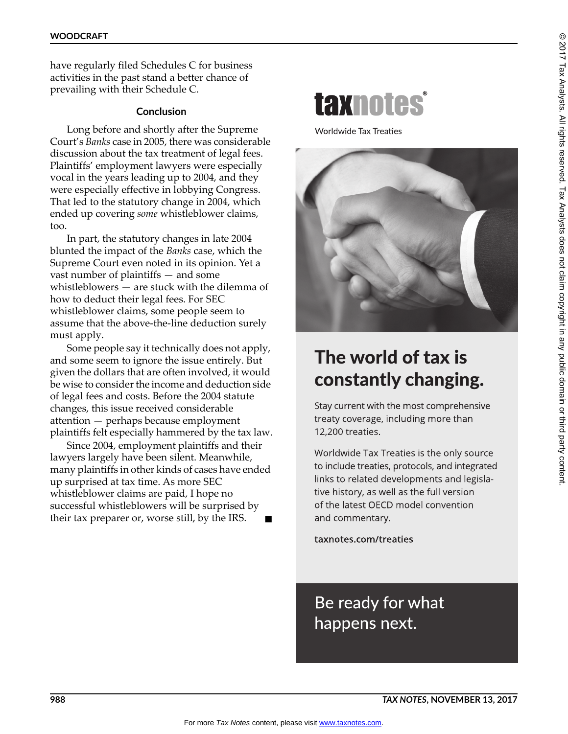have regularly filed Schedules C for business activities in the past stand a better chance of prevailing with their Schedule C.

### Conclusion

Long before and shortly after the Supreme Court's *Banks* case in 2005, there was considerable discussion about the tax treatment of legal fees. Plaintiffs' employment lawyers were especially vocal in the years leading up to 2004, and they were especially effective in lobbying Congress. That led to the statutory change in 2004, which ended up covering *some* whistleblower claims, too.

In part, the statutory changes in late 2004 blunted the impact of the *Banks* case, which the Supreme Court even noted in its opinion. Yet a vast number of plaintiffs — and some whistleblowers — are stuck with the dilemma of how to deduct their legal fees. For SEC whistleblower claims, some people seem to assume that the above-the-line deduction surely must apply.

Some people say it technically does not apply, and some seem to ignore the issue entirely. But given the dollars that are often involved, it would be wise to consider the income and deduction side of legal fees and costs. Before the 2004 statute changes, this issue received considerable attention — perhaps because employment plaintiffs felt especially hammered by the tax law.

Since 2004, employment plaintiffs and their lawyers largely have been silent. Meanwhile, many plaintiffs in other kinds of cases have ended up surprised at tax time. As more SEC whistleblower claims are paid, I hope no successful whistleblowers will be surprised by their tax preparer or, worse still, by the IRS. ■

taxnotes®

Worldwide Tax Treaties

**The world of tax is constantly changing.**

Stay current with the most comprehensive treaty coverage, including more than 12,200 treaties.

Worldwide Tax Treaties is the only source to include treaties, protocols, and integrated links to related developments and legislative history, as well as the full version of the latest OECD model convention and commentary.

taxnotes.com/treaties

Be ready for what happens next.